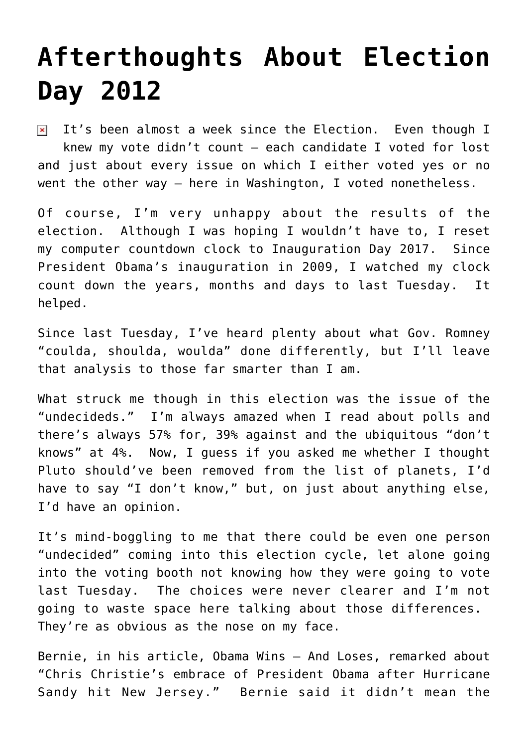# Afterthoughts About Election Day 2012

It's been almost a week since the Election. Even though I knew my vote didn't count – each candidate I voted for lost and just about every issue on which I either voted yes or no went the other way – here in Washington, I voted nonetheless.

Of course, I'm very unhappy about the results of the election. Although I was hoping I wouldn't have to, I reset my computer countdown clock to Inauguration Day 2017. Since President Obama's inauguration in 2009, I watched my clock count down the years, months and days to last Tuesday. It helped.

Since last Tuesday, I've heard plenty about what Gov. Romney "coulda, shoulda, woulda" done differently, but I'll leave that analysis to those far smarter than I am.

What struck me though in this election was the issue of the "undecideds." I'm always amazed when I read about polls and there's always 57% for, 39% against and the ubiquitous "don't knows" at 4%. Now, I guess if you asked me whether I thought Pluto should've been removed from the list of planets, I'd have to say "I don't know," but, on just about anything else, I'd have an opinion.

It's mind-boggling to me that there could be even one person "undecided" coming into this election cycle, let alone going into the voting booth not knowing how they were going to vote last Tuesday. The choices were never clearer and I'm not going to waste space here talking about those differences. They're as obvious as the nose on my face.

Bernie, in his article, Obama Wins – And Loses, remarked about "Chris Christie's embrace of President Obama after Hurricane Sandy hit New Jersey." Bernie said it didn't mean the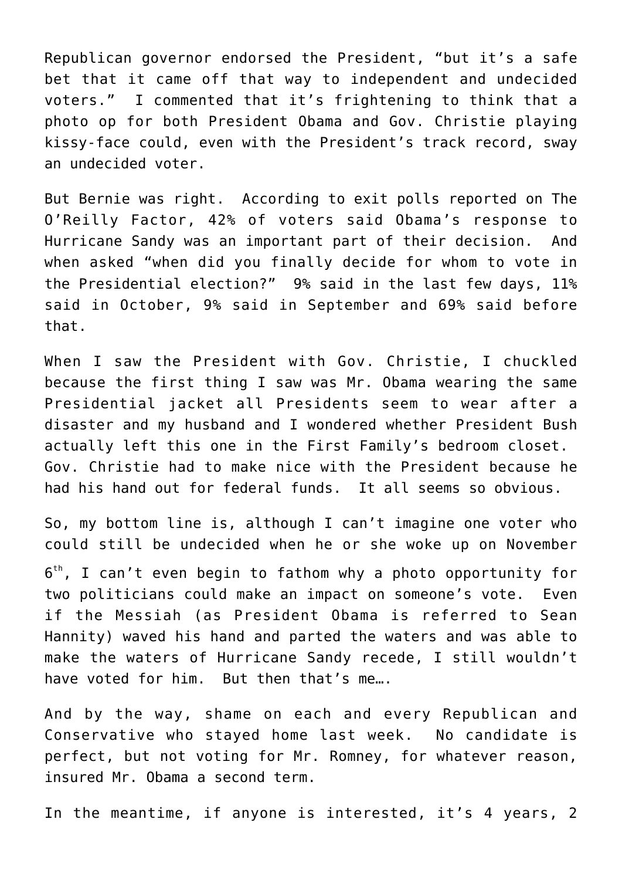Republican governor endorsed the President, "but it's a safe bet that it came off that way to independent and undecided voters." I commented that it's frightening to think that a photo op for both President Obama and Gov. Christie playing kissy-face could, even with the President's track record, sway an undecided voter.

But Bernie was right. According to exit polls reported on The O'Reilly Factor, 42% of voters said Obama's response to Hurricane Sandy was an important part of their decision. And when asked "when did you finally decide for whom to vote in the Presidential election?" 9% said in the last few days, 11% said in October, 9% said in September and 69% said before that.

When I saw the President with Gov. Christie, I chuckled because the first thing I saw was Mr. Obama wearing the same Presidential jacket all Presidents seem to wear after a disaster and my husband and I wondered whether President Bush actually left this one in the First Family's bedroom closet. Gov. Christie had to make nice with the President because he had his hand out for federal funds. It all seems so obvious.

So, my bottom line is, although I can't imagine one voter who could still be undecided when he or she woke up on November 6th, I can't even begin to fathom why a photo opportunity for two politicians could make an impact on someone's vote. Even if the Messiah (as President Obama is referred to Sean Hannity) waved his hand and parted the waters and was able to make the waters of Hurricane Sandy recede, I still wouldn't have voted for him. But then that's me….

And by the way, shame on each and every Republican and Conservative who stayed home last week. No candidate is perfect, but not voting for Mr. Romney, for whatever reason, insured Mr. Obama a second term.

In the meantime, if anyone is interested, it's 4 years, 2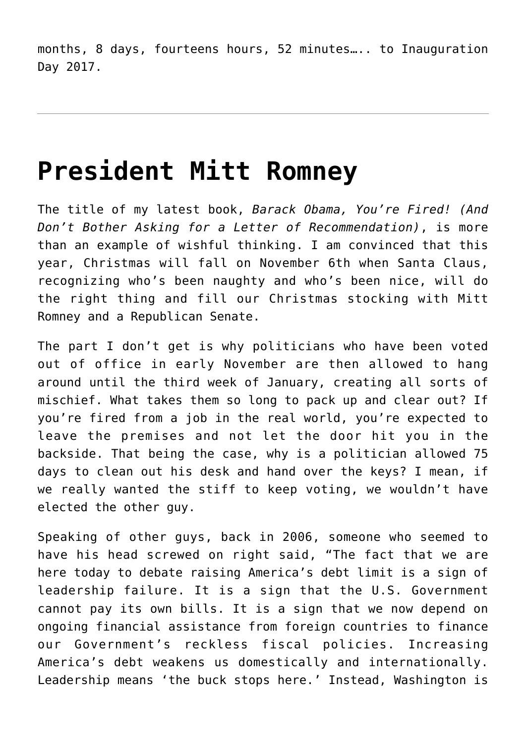months, 8 days, fourteens hours, 52 minutes….. to Inauguration Day 2017.

---

# President Mitt Romney

The title of my latest book, *Barack Obama, You're Fired! (And Don't Bother Asking for a Letter of Recommendation)*, is more than an example of wishful thinking. I am convinced that this year, Christmas will fall on November 6th when Santa Claus, recognizing who's been naughty and who's been nice, will do the right thing and fill our Christmas stocking with Mitt Romney and a Republican Senate.

The part I don't get is why politicians who have been voted out of office in early November are then allowed to hang around until the third week of January, creating all sorts of mischief. What takes them so long to pack up and clear out? If you're fired from a job in the real world, you're expected to leave the premises and not let the door hit you in the backside. That being the case, why is a politician allowed 75 days to clean out his desk and hand over the keys? I mean, if we really wanted the stiff to keep voting, we wouldn't have elected the other guy.

Speaking of other guys, back in 2006, someone who seemed to have his head screwed on right said, "The fact that we are here today to debate raising America's debt limit is a sign of leadership failure. It is a sign that the U.S. Government cannot pay its own bills. It is a sign that we now depend on ongoing financial assistance from foreign countries to finance our Government's reckless fiscal policies. Increasing America's debt weakens us domestically and internationally. Leadership means 'the buck stops here.' Instead, Washington is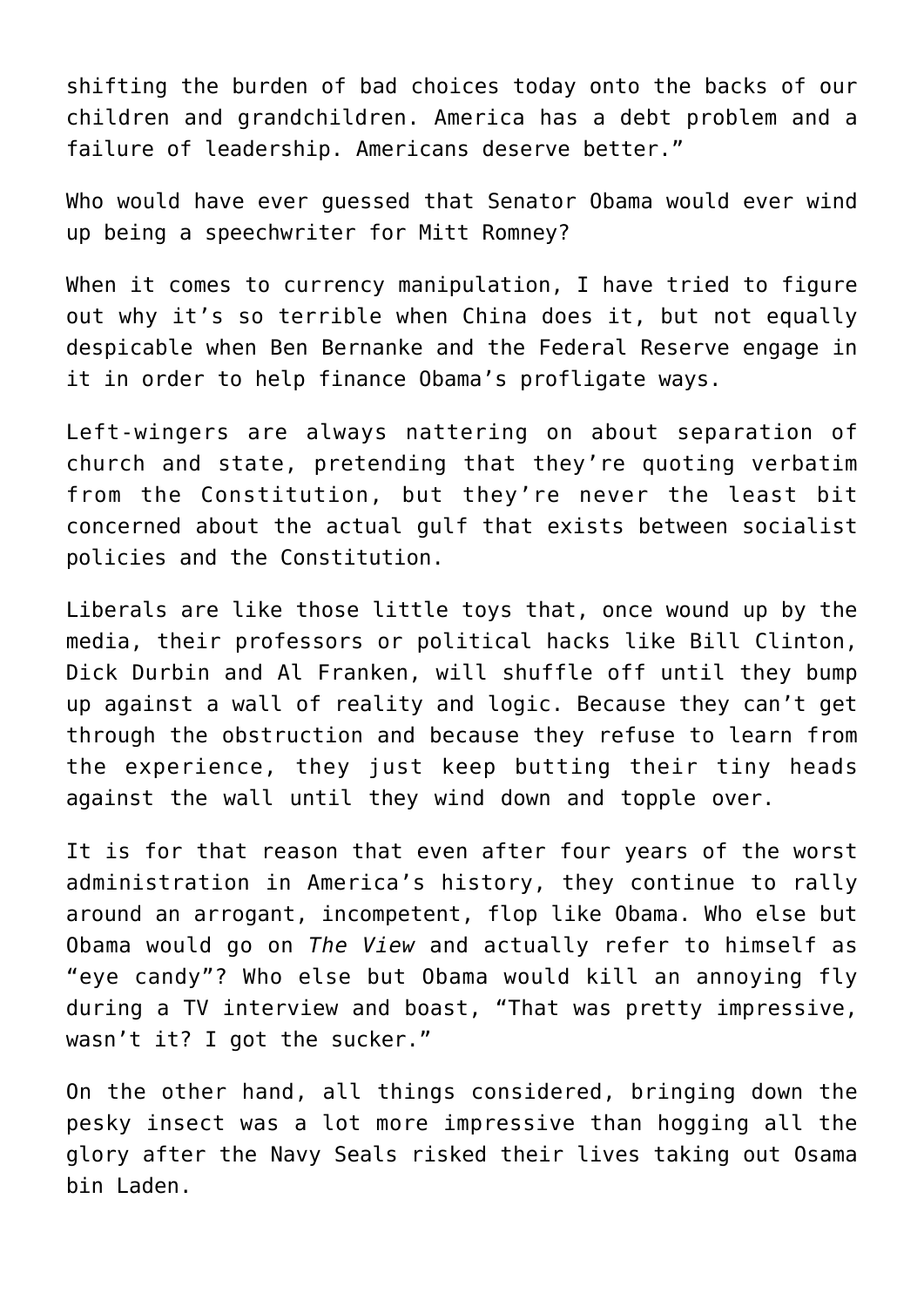shifting the burden of bad choices today onto the backs of our children and grandchildren. America has a debt problem and a failure of leadership. Americans deserve better."

Who would have ever guessed that Senator Obama would ever wind up being a speechwriter for Mitt Romney?

When it comes to currency manipulation, I have tried to figure out why it's so terrible when China does it, but not equally despicable when Ben Bernanke and the Federal Reserve engage in it in order to help finance Obama's profligate ways.

Left-wingers are always nattering on about separation of church and state, pretending that they're quoting verbatim from the Constitution, but they're never the least bit concerned about the actual gulf that exists between socialist policies and the Constitution.

Liberals are like those little toys that, once wound up by the media, their professors or political hacks like Bill Clinton, Dick Durbin and Al Franken, will shuffle off until they bump up against a wall of reality and logic. Because they can't get through the obstruction and because they refuse to learn from the experience, they just keep butting their tiny heads against the wall until they wind down and topple over.

It is for that reason that even after four years of the worst administration in America's history, they continue to rally around an arrogant, incompetent, flop like Obama. Who else but Obama would go on *The View* and actually refer to himself as "eye candy"? Who else but Obama would kill an annoying fly during a TV interview and boast, "That was pretty impressive, wasn't it? I got the sucker."

On the other hand, all things considered, bringing down the pesky insect was a lot more impressive than hogging all the glory after the Navy Seals risked their lives taking out Osama bin Laden.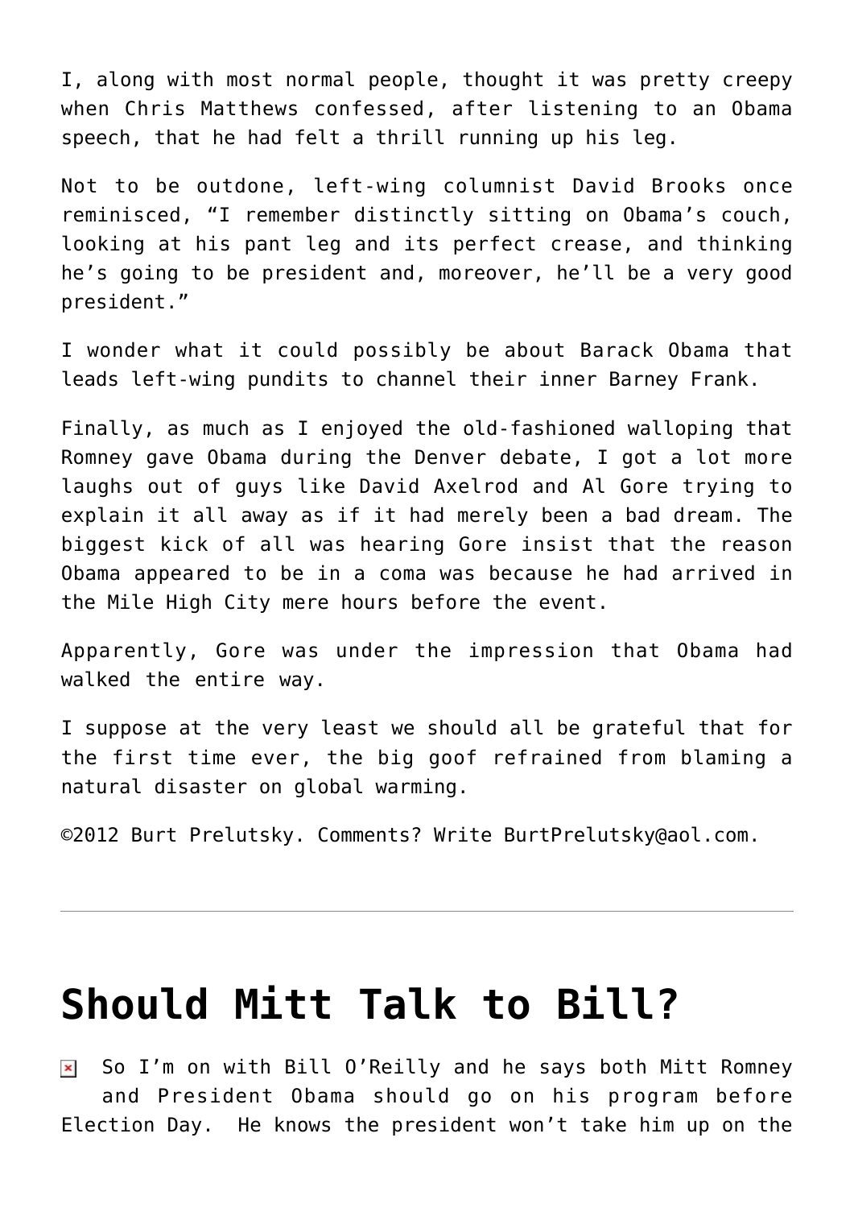I, along with most normal people, thought it was pretty creepy when Chris Matthews confessed, after listening to an Obama speech, that he had felt a thrill running up his leg.

Not to be outdone, left-wing columnist David Brooks once reminisced, "I remember distinctly sitting on Obama's couch, looking at his pant leg and its perfect crease, and thinking he's going to be president and, moreover, he'll be a very good president."

I wonder what it could possibly be about Barack Obama that leads left-wing pundits to channel their inner Barney Frank.

Finally, as much as I enjoyed the old-fashioned walloping that Romney gave Obama during the Denver debate, I got a lot more laughs out of guys like David Axelrod and Al Gore trying to explain it all away as if it had merely been a bad dream. The biggest kick of all was hearing Gore insist that the reason Obama appeared to be in a coma was because he had arrived in the Mile High City mere hours before the event.

Apparently, Gore was under the impression that Obama had walked the entire way.

I suppose at the very least we should all be grateful that for the first time ever, the big goof refrained from blaming a natural disaster on global warming.

©2012 Burt Prelutsky. Comments? Write BurtPrelutsky@aol.com.

---

# Should Mitt Talk to Bill?

So I'm on with Bill O'Reilly and he says both Mitt Romney and President Obama should go on his program before Election Day. He knows the president won't take him up on the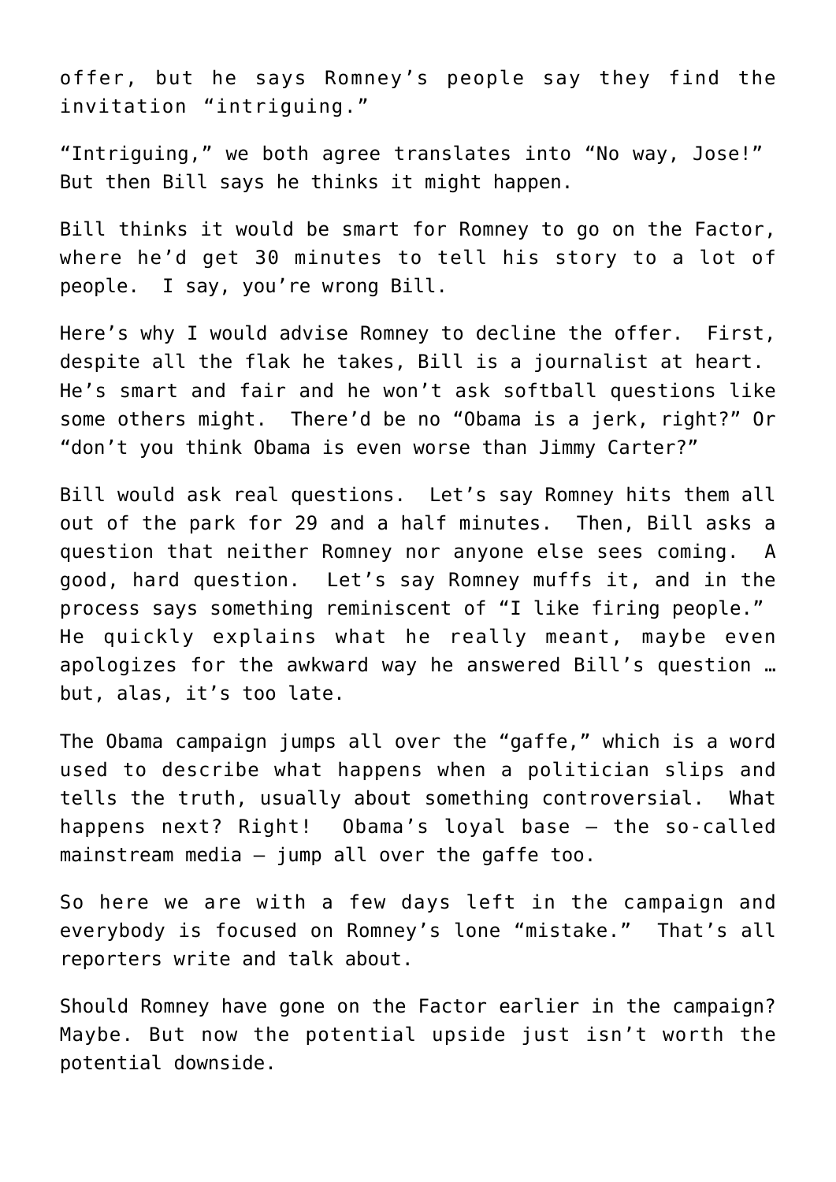offer, but he says Romney's people say they find the invitation "intriguing."

"Intriguing," we both agree translates into "No way, Jose!" But then Bill says he thinks it might happen.

Bill thinks it would be smart for Romney to go on the Factor, where he'd get 30 minutes to tell his story to a lot of people. I say, you're wrong Bill.

Here's why I would advise Romney to decline the offer. First, despite all the flak he takes, Bill is a journalist at heart. He's smart and fair and he won't ask softball questions like some others might. There'd be no "Obama is a jerk, right?" Or "don't you think Obama is even worse than Jimmy Carter?"

Bill would ask real questions. Let's say Romney hits them all out of the park for 29 and a half minutes. Then, Bill asks a question that neither Romney nor anyone else sees coming. A good, hard question. Let's say Romney muffs it, and in the process says something reminiscent of "I like firing people." He quickly explains what he really meant, maybe even apologizes for the awkward way he answered Bill's question … but, alas, it's too late.

The Obama campaign jumps all over the "gaffe," which is a word used to describe what happens when a politician slips and tells the truth, usually about something controversial. What happens next? Right! Obama's loyal base – the so-called mainstream media – jump all over the gaffe too.

So here we are with a few days left in the campaign and everybody is focused on Romney's lone "mistake." That's all reporters write and talk about.

Should Romney have gone on the Factor earlier in the campaign? Maybe. But now the potential upside just isn't worth the potential downside.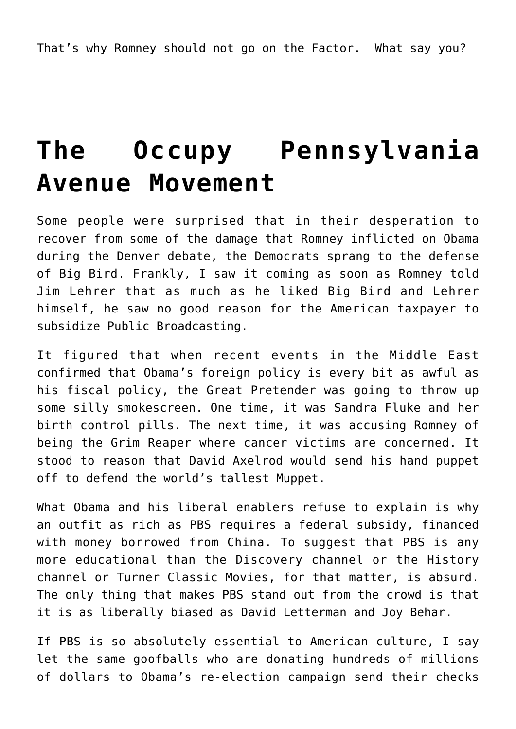That’s why Romney should not go on the Factor.  What say you?

---

# The Occupy Pennsylvania Avenue Movement

Some people were surprised that in their desperation to recover from some of the damage that Romney inflicted on Obama during the Denver debate, the Democrats sprang to the defense of Big Bird. Frankly, I saw it coming as soon as Romney told Jim Lehrer that as much as he liked Big Bird and Lehrer himself, he saw no good reason for the American taxpayer to subsidize Public Broadcasting.

It figured that when recent events in the Middle East confirmed that Obama’s foreign policy is every bit as awful as his fiscal policy, the Great Pretender was going to throw up some silly smokescreen. One time, it was Sandra Fluke and her birth control pills. The next time, it was accusing Romney of being the Grim Reaper where cancer victims are concerned. It stood to reason that David Axelrod would send his hand puppet off to defend the world’s tallest Muppet.

What Obama and his liberal enablers refuse to explain is why an outfit as rich as PBS requires a federal subsidy, financed with money borrowed from China. To suggest that PBS is any more educational than the Discovery channel or the History channel or Turner Classic Movies, for that matter, is absurd. The only thing that makes PBS stand out from the crowd is that it is as liberally biased as David Letterman and Joy Behar.

If PBS is so absolutely essential to American culture, I say let the same goofballs who are donating hundreds of millions of dollars to Obama’s re-election campaign send their checks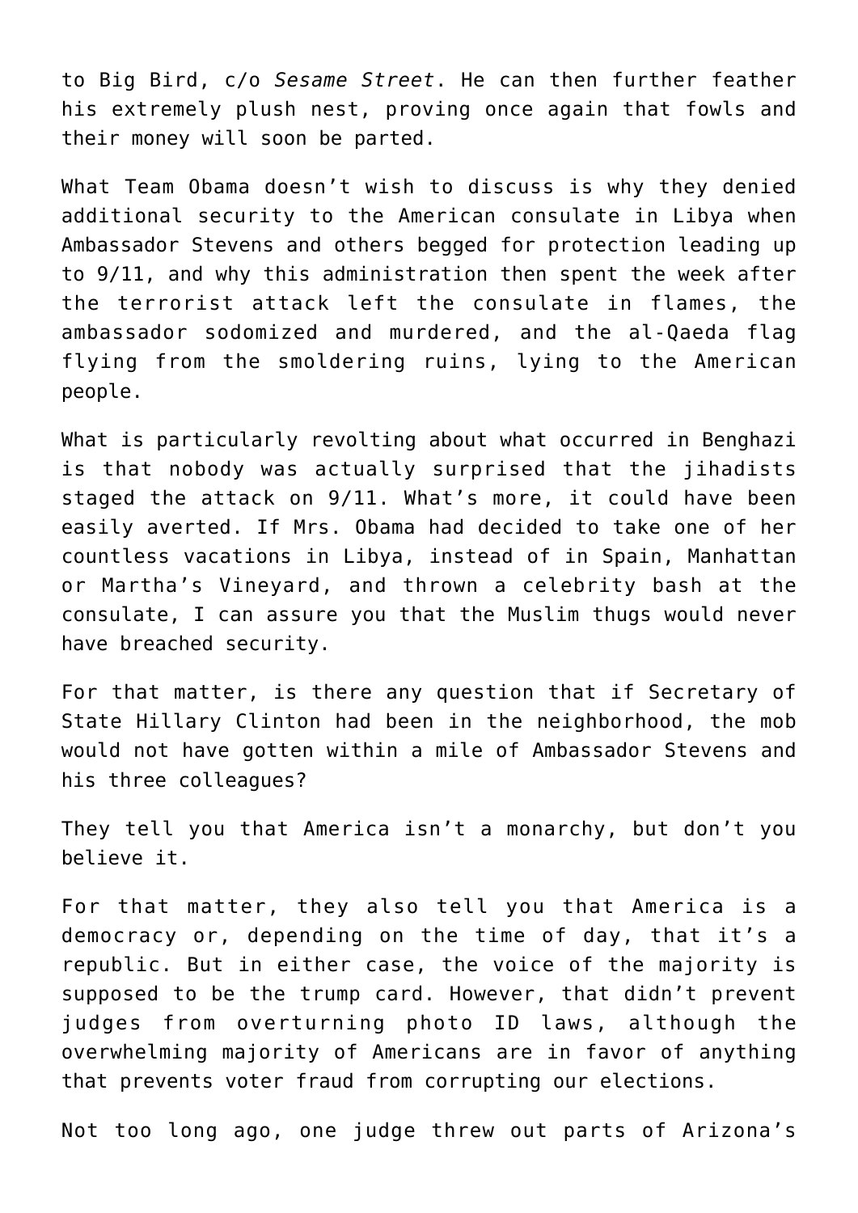to Big Bird, c/o *Sesame Street*. He can then further feather his extremely plush nest, proving once again that fowls and their money will soon be parted.

What Team Obama doesn't wish to discuss is why they denied additional security to the American consulate in Libya when Ambassador Stevens and others begged for protection leading up to 9/11, and why this administration then spent the week after the terrorist attack left the consulate in flames, the ambassador sodomized and murdered, and the al-Qaeda flag flying from the smoldering ruins, lying to the American people.

What is particularly revolting about what occurred in Benghazi is that nobody was actually surprised that the jihadists staged the attack on 9/11. What's more, it could have been easily averted. If Mrs. Obama had decided to take one of her countless vacations in Libya, instead of in Spain, Manhattan or Martha's Vineyard, and thrown a celebrity bash at the consulate, I can assure you that the Muslim thugs would never have breached security.

For that matter, is there any question that if Secretary of State Hillary Clinton had been in the neighborhood, the mob would not have gotten within a mile of Ambassador Stevens and his three colleagues?

They tell you that America isn't a monarchy, but don't you believe it.

For that matter, they also tell you that America is a democracy or, depending on the time of day, that it's a republic. But in either case, the voice of the majority is supposed to be the trump card. However, that didn't prevent judges from overturning photo ID laws, although the overwhelming majority of Americans are in favor of anything that prevents voter fraud from corrupting our elections.

Not too long ago, one judge threw out parts of Arizona's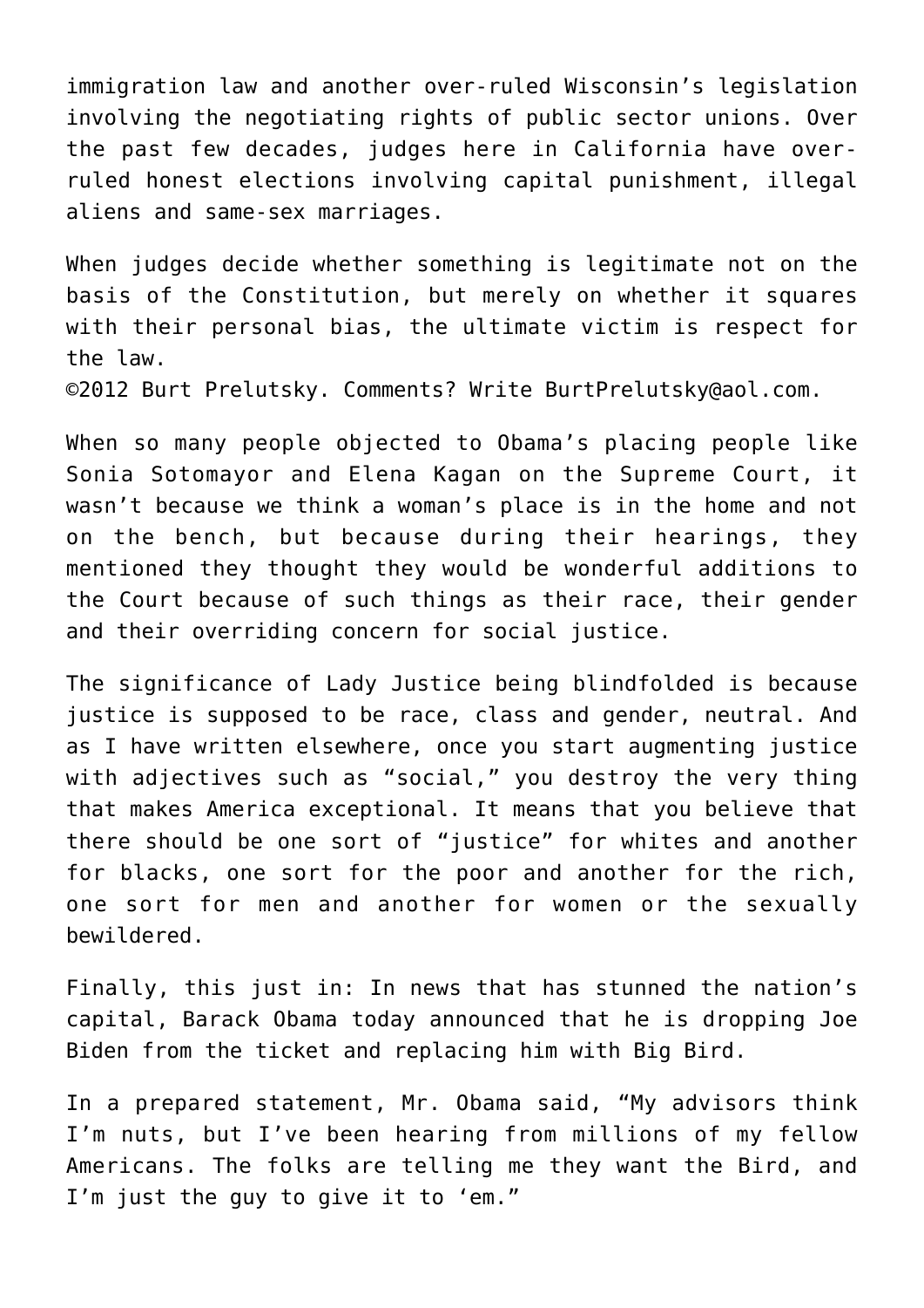immigration law and another over-ruled Wisconsin's legislation involving the negotiating rights of public sector unions. Over the past few decades, judges here in California have over-ruled honest elections involving capital punishment, illegal aliens and same-sex marriages.

When judges decide whether something is legitimate not on the basis of the Constitution, but merely on whether it squares with their personal bias, the ultimate victim is respect for the law.
©2012 Burt Prelutsky. Comments? Write BurtPrelutsky@aol.com.

When so many people objected to Obama's placing people like Sonia Sotomayor and Elena Kagan on the Supreme Court, it wasn't because we think a woman's place is in the home and not on the bench, but because during their hearings, they mentioned they thought they would be wonderful additions to the Court because of such things as their race, their gender and their overriding concern for social justice.

The significance of Lady Justice being blindfolded is because justice is supposed to be race, class and gender, neutral. And as I have written elsewhere, once you start augmenting justice with adjectives such as "social," you destroy the very thing that makes America exceptional. It means that you believe that there should be one sort of "justice" for whites and another for blacks, one sort for the poor and another for the rich, one sort for men and another for women or the sexually bewildered.

Finally, this just in: In news that has stunned the nation's capital, Barack Obama today announced that he is dropping Joe Biden from the ticket and replacing him with Big Bird.

In a prepared statement, Mr. Obama said, "My advisors think I'm nuts, but I've been hearing from millions of my fellow Americans. The folks are telling me they want the Bird, and I'm just the guy to give it to 'em."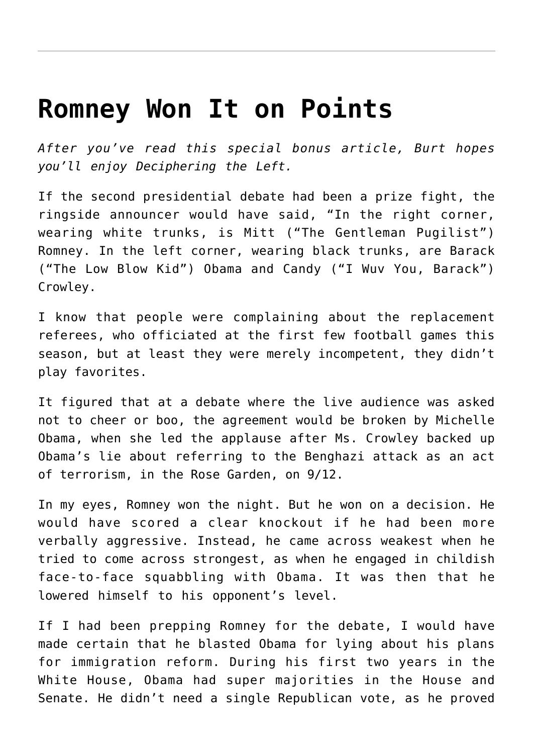# Romney Won It on Points

*After you've read this special bonus article, Burt hopes you'll enjoy Deciphering the Left.*

If the second presidential debate had been a prize fight, the ringside announcer would have said, "In the right corner, wearing white trunks, is Mitt ("The Gentleman Pugilist") Romney. In the left corner, wearing black trunks, are Barack ("The Low Blow Kid") Obama and Candy ("I Wuv You, Barack") Crowley.

I know that people were complaining about the replacement referees, who officiated at the first few football games this season, but at least they were merely incompetent, they didn't play favorites.

It figured that at a debate where the live audience was asked not to cheer or boo, the agreement would be broken by Michelle Obama, when she led the applause after Ms. Crowley backed up Obama's lie about referring to the Benghazi attack as an act of terrorism, in the Rose Garden, on 9/12.

In my eyes, Romney won the night. But he won on a decision. He would have scored a clear knockout if he had been more verbally aggressive. Instead, he came across weakest when he tried to come across strongest, as when he engaged in childish face-to-face squabbling with Obama. It was then that he lowered himself to his opponent's level.

If I had been prepping Romney for the debate, I would have made certain that he blasted Obama for lying about his plans for immigration reform. During his first two years in the White House, Obama had super majorities in the House and Senate. He didn't need a single Republican vote, as he proved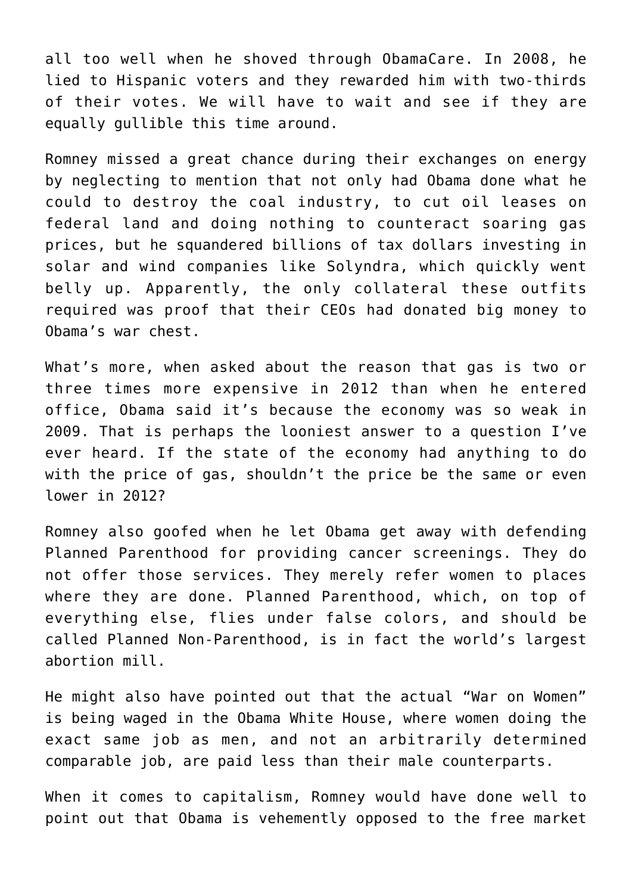all too well when he shoved through ObamaCare. In 2008, he lied to Hispanic voters and they rewarded him with two-thirds of their votes. We will have to wait and see if they are equally gullible this time around.

Romney missed a great chance during their exchanges on energy by neglecting to mention that not only had Obama done what he could to destroy the coal industry, to cut oil leases on federal land and doing nothing to counteract soaring gas prices, but he squandered billions of tax dollars investing in solar and wind companies like Solyndra, which quickly went belly up. Apparently, the only collateral these outfits required was proof that their CEOs had donated big money to Obama's war chest.

What's more, when asked about the reason that gas is two or three times more expensive in 2012 than when he entered office, Obama said it's because the economy was so weak in 2009. That is perhaps the looniest answer to a question I've ever heard. If the state of the economy had anything to do with the price of gas, shouldn't the price be the same or even lower in 2012?

Romney also goofed when he let Obama get away with defending Planned Parenthood for providing cancer screenings. They do not offer those services. They merely refer women to places where they are done. Planned Parenthood, which, on top of everything else, flies under false colors, and should be called Planned Non-Parenthood, is in fact the world's largest abortion mill.

He might also have pointed out that the actual "War on Women" is being waged in the Obama White House, where women doing the exact same job as men, and not an arbitrarily determined comparable job, are paid less than their male counterparts.

When it comes to capitalism, Romney would have done well to point out that Obama is vehemently opposed to the free market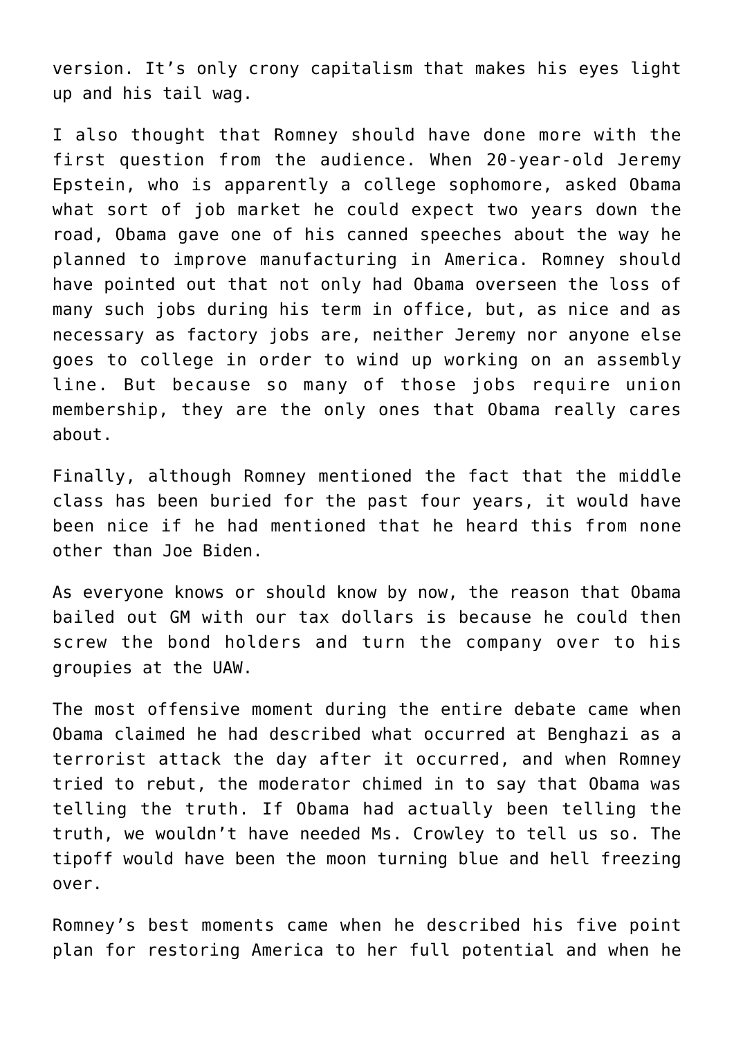version. It’s only crony capitalism that makes his eyes light up and his tail wag.

I also thought that Romney should have done more with the first question from the audience. When 20-year-old Jeremy Epstein, who is apparently a college sophomore, asked Obama what sort of job market he could expect two years down the road, Obama gave one of his canned speeches about the way he planned to improve manufacturing in America. Romney should have pointed out that not only had Obama overseen the loss of many such jobs during his term in office, but, as nice and as necessary as factory jobs are, neither Jeremy nor anyone else goes to college in order to wind up working on an assembly line. But because so many of those jobs require union membership, they are the only ones that Obama really cares about.

Finally, although Romney mentioned the fact that the middle class has been buried for the past four years, it would have been nice if he had mentioned that he heard this from none other than Joe Biden.

As everyone knows or should know by now, the reason that Obama bailed out GM with our tax dollars is because he could then screw the bond holders and turn the company over to his groupies at the UAW.

The most offensive moment during the entire debate came when Obama claimed he had described what occurred at Benghazi as a terrorist attack the day after it occurred, and when Romney tried to rebut, the moderator chimed in to say that Obama was telling the truth. If Obama had actually been telling the truth, we wouldn’t have needed Ms. Crowley to tell us so. The tipoff would have been the moon turning blue and hell freezing over.

Romney’s best moments came when he described his five point plan for restoring America to her full potential and when he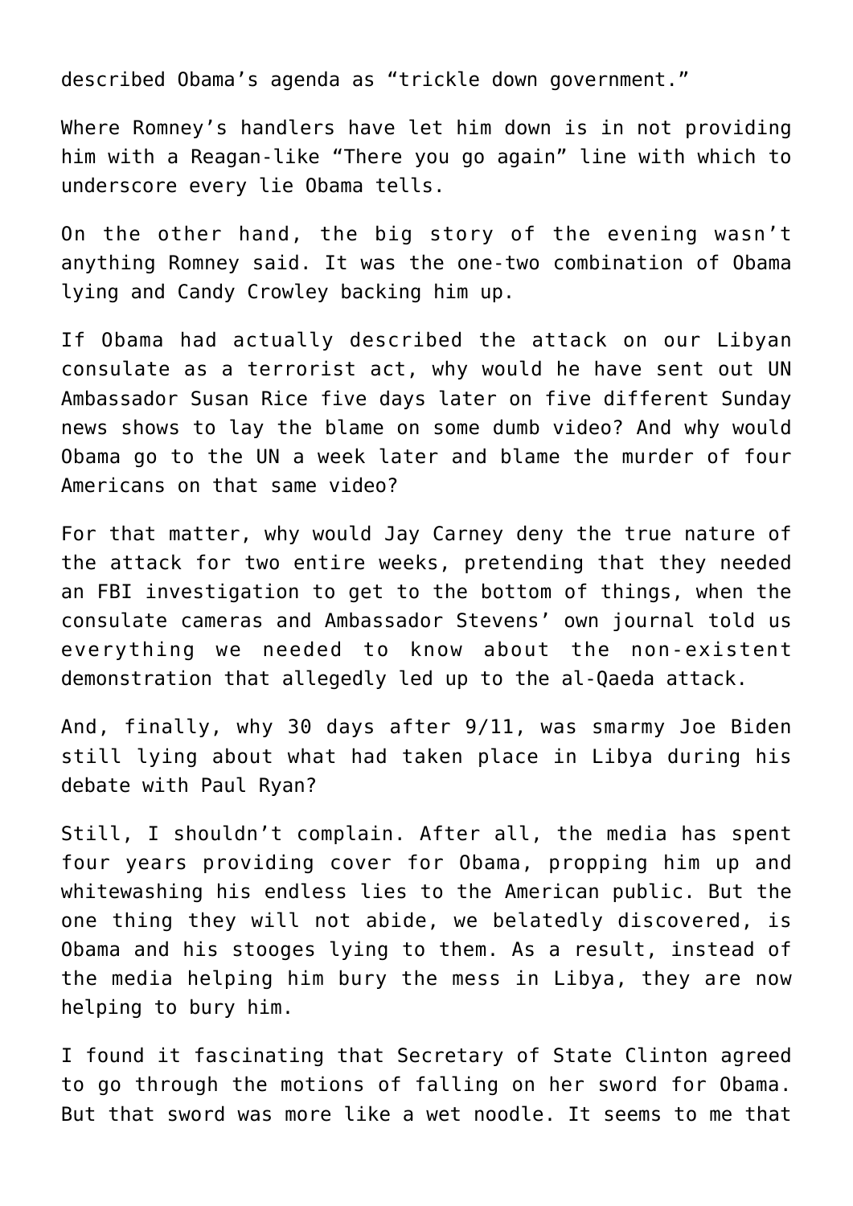described Obama's agenda as "trickle down government."

Where Romney's handlers have let him down is in not providing him with a Reagan-like "There you go again" line with which to underscore every lie Obama tells.

On the other hand, the big story of the evening wasn't anything Romney said. It was the one-two combination of Obama lying and Candy Crowley backing him up.

If Obama had actually described the attack on our Libyan consulate as a terrorist act, why would he have sent out UN Ambassador Susan Rice five days later on five different Sunday news shows to lay the blame on some dumb video? And why would Obama go to the UN a week later and blame the murder of four Americans on that same video?

For that matter, why would Jay Carney deny the true nature of the attack for two entire weeks, pretending that they needed an FBI investigation to get to the bottom of things, when the consulate cameras and Ambassador Stevens' own journal told us everything we needed to know about the non-existent demonstration that allegedly led up to the al-Qaeda attack.

And, finally, why 30 days after 9/11, was smarmy Joe Biden still lying about what had taken place in Libya during his debate with Paul Ryan?

Still, I shouldn't complain. After all, the media has spent four years providing cover for Obama, propping him up and whitewashing his endless lies to the American public. But the one thing they will not abide, we belatedly discovered, is Obama and his stooges lying to them. As a result, instead of the media helping him bury the mess in Libya, they are now helping to bury him.

I found it fascinating that Secretary of State Clinton agreed to go through the motions of falling on her sword for Obama. But that sword was more like a wet noodle. It seems to me that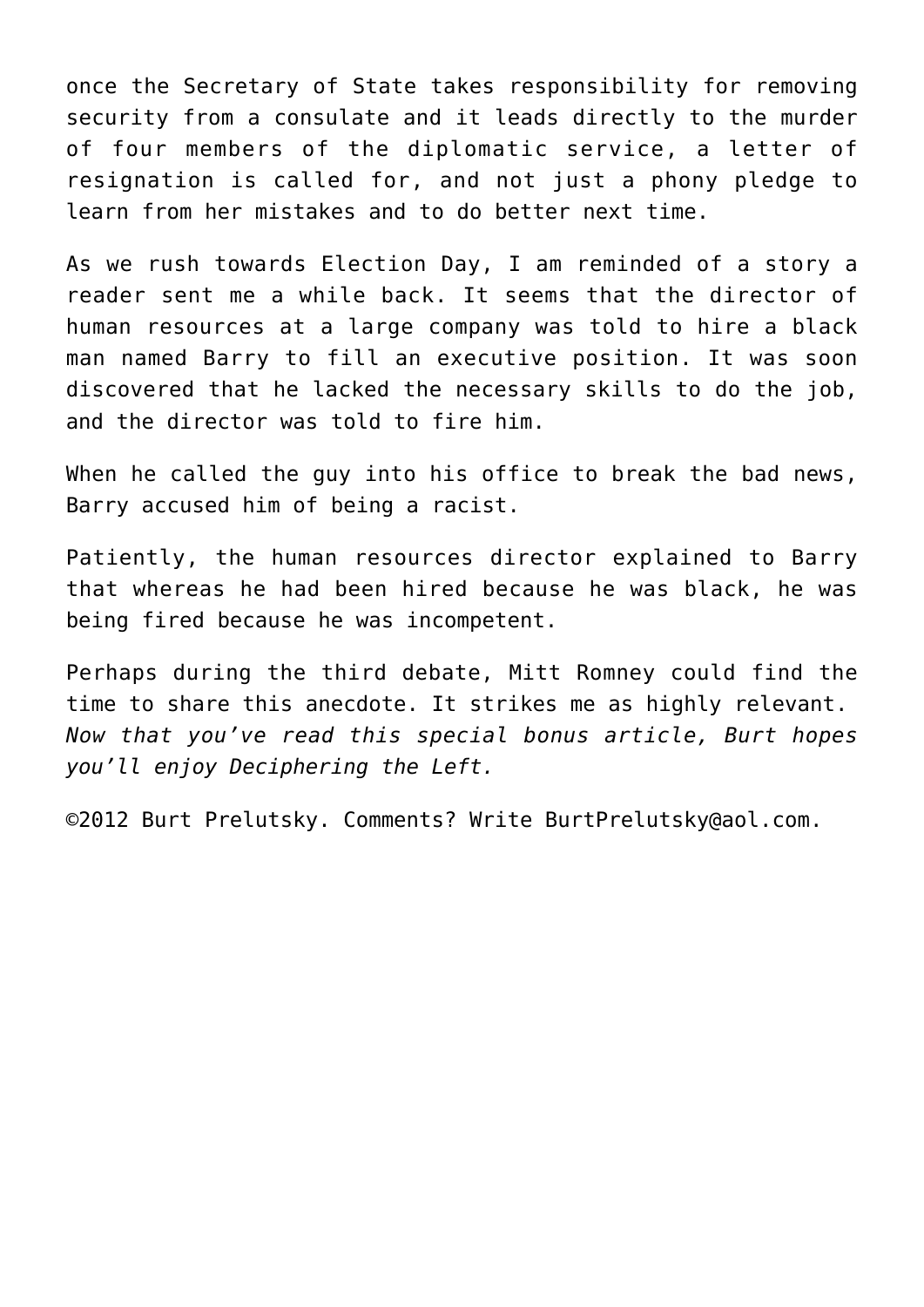once the Secretary of State takes responsibility for removing security from a consulate and it leads directly to the murder of four members of the diplomatic service, a letter of resignation is called for, and not just a phony pledge to learn from her mistakes and to do better next time.

As we rush towards Election Day, I am reminded of a story a reader sent me a while back. It seems that the director of human resources at a large company was told to hire a black man named Barry to fill an executive position. It was soon discovered that he lacked the necessary skills to do the job, and the director was told to fire him.

When he called the guy into his office to break the bad news, Barry accused him of being a racist.

Patiently, the human resources director explained to Barry that whereas he had been hired because he was black, he was being fired because he was incompetent.

Perhaps during the third debate, Mitt Romney could find the time to share this anecdote. It strikes me as highly relevant. *Now that you've read this special bonus article, Burt hopes you'll enjoy Deciphering the Left.*

©2012 Burt Prelutsky. Comments? Write BurtPrelutsky@aol.com.